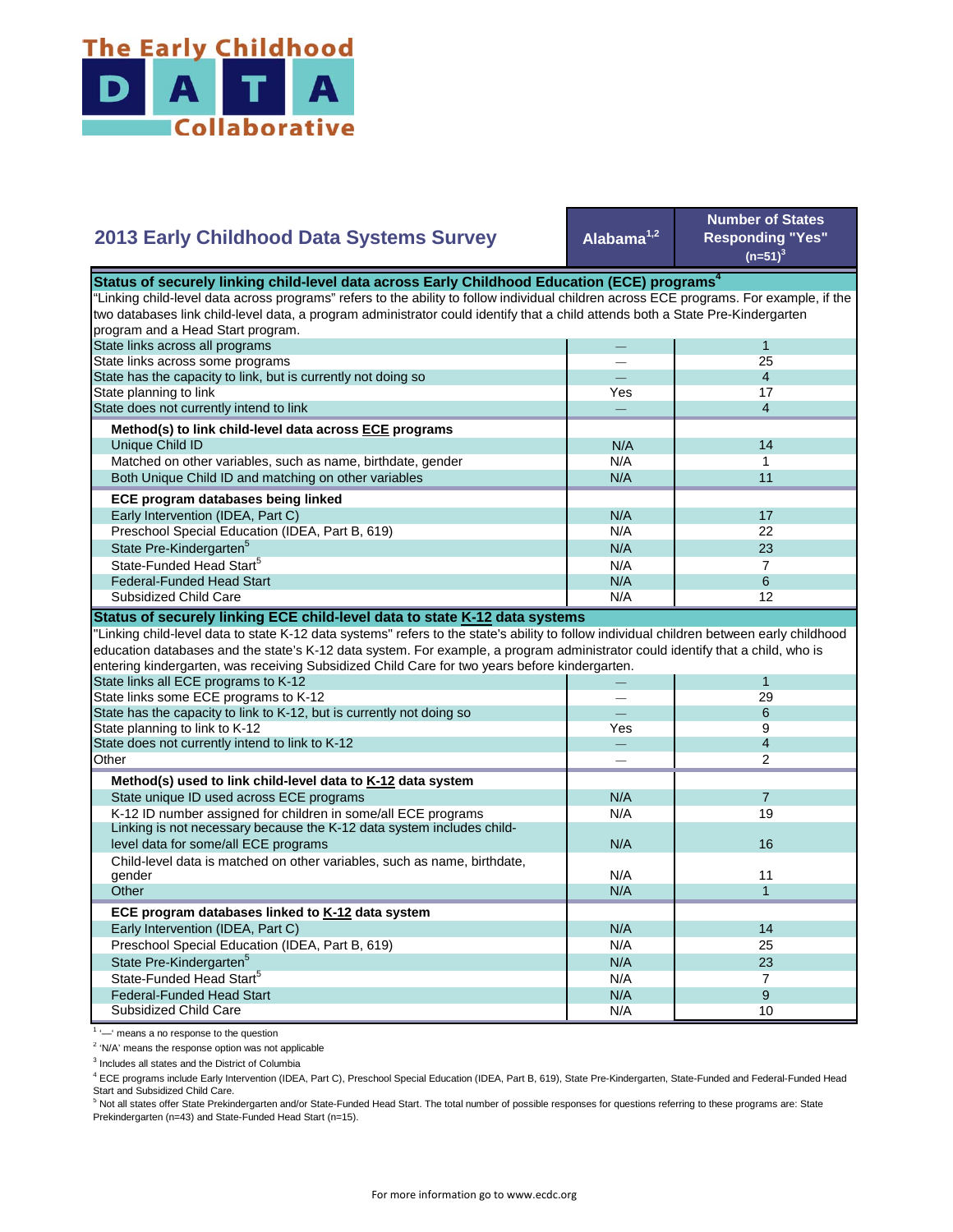The Early Childhood DATA Collaborative

| 2013 Early Childhood Data Systems Survey | Alabama[1,2] | Number of States Responding "Yes" (n=51)[3] |
|---|---|---|
| **Status of securely linking child-level data across Early Childhood Education (ECE) programs[4]** | | |
| "Linking child-level data across programs" refers to the ability to follow individual children across ECE programs. For example, if the two databases link child-level data, a program administrator could identify that a child attends both a State Pre-Kindergarten program and a Head Start program. | | |
| State links across all programs | — | 1 |
| State links across some programs | — | 25 |
| State has the capacity to link, but is currently not doing so | — | 4 |
| State planning to link | Yes | 17 |
| State does not currently intend to link | — | 4 |
| **Method(s) to link child-level data across ECE programs** | | |
| Unique Child ID | N/A | 14 |
| Matched on other variables, such as name, birthdate, gender | N/A | 1 |
| Both Unique Child ID and matching on other variables | N/A | 11 |
| **ECE program databases being linked** | | |
| Early Intervention (IDEA, Part C) | N/A | 17 |
| Preschool Special Education (IDEA, Part B, 619) | N/A | 22 |
| State Pre-Kindergarten[5] | N/A | 23 |
| State-Funded Head Start[5] | N/A | 7 |
| Federal-Funded Head Start | N/A | 6 |
| Subsidized Child Care | N/A | 12 |
| **Status of securely linking ECE child-level data to state K-12 data systems** | | |
| "Linking child-level data to state K-12 data systems" refers to the state's ability to follow individual children between early childhood education databases and the state's K-12 data system. For example, a program administrator could identify that a child, who is entering kindergarten, was receiving Subsidized Child Care for two years before kindergarten. | | |
| State links all ECE programs to K-12 | — | 1 |
| State links some ECE programs to K-12 | — | 29 |
| State has the capacity to link to K-12, but is currently not doing so | — | 6 |
| State planning to link to K-12 | Yes | 9 |
| State does not currently intend to link to K-12 | — | 4 |
| Other | — | 2 |
| **Method(s) used to link child-level data to K-12 data system** | | |
| State unique ID used across ECE programs | N/A | 7 |
| K-12 ID number assigned for children in some/all ECE programs | N/A | 19 |
| Linking is not necessary because the K-12 data system includes child-level data for some/all ECE programs | N/A | 16 |
| Child-level data is matched on other variables, such as name, birthdate, gender | N/A | 11 |
| Other | N/A | 1 |
| **ECE program databases linked to K-12 data system** | | |
| Early Intervention (IDEA, Part C) | N/A | 14 |
| Preschool Special Education (IDEA, Part B, 619) | N/A | 25 |
| State Pre-Kindergarten[5] | N/A | 23 |
| State-Funded Head Start[5] | N/A | 7 |
| Federal-Funded Head Start | N/A | 9 |
| Subsidized Child Care | N/A | 10 |

[1] '—' means a no response to the question

[2] 'N/A' means the response option was not applicable

[3] Includes all states and the District of Columbia

[4] ECE programs include Early Intervention (IDEA, Part C), Preschool Special Education (IDEA, Part B, 619), State Pre-Kindergarten, State-Funded and Federal-Funded Head Start and Subsidized Child Care.

[5] Not all states offer State Prekindergarten and/or State-Funded Head Start. The total number of possible responses for questions referring to these programs are: State Prekindergarten (n=43) and State-Funded Head Start (n=15).

For more information go to www.ecdc.org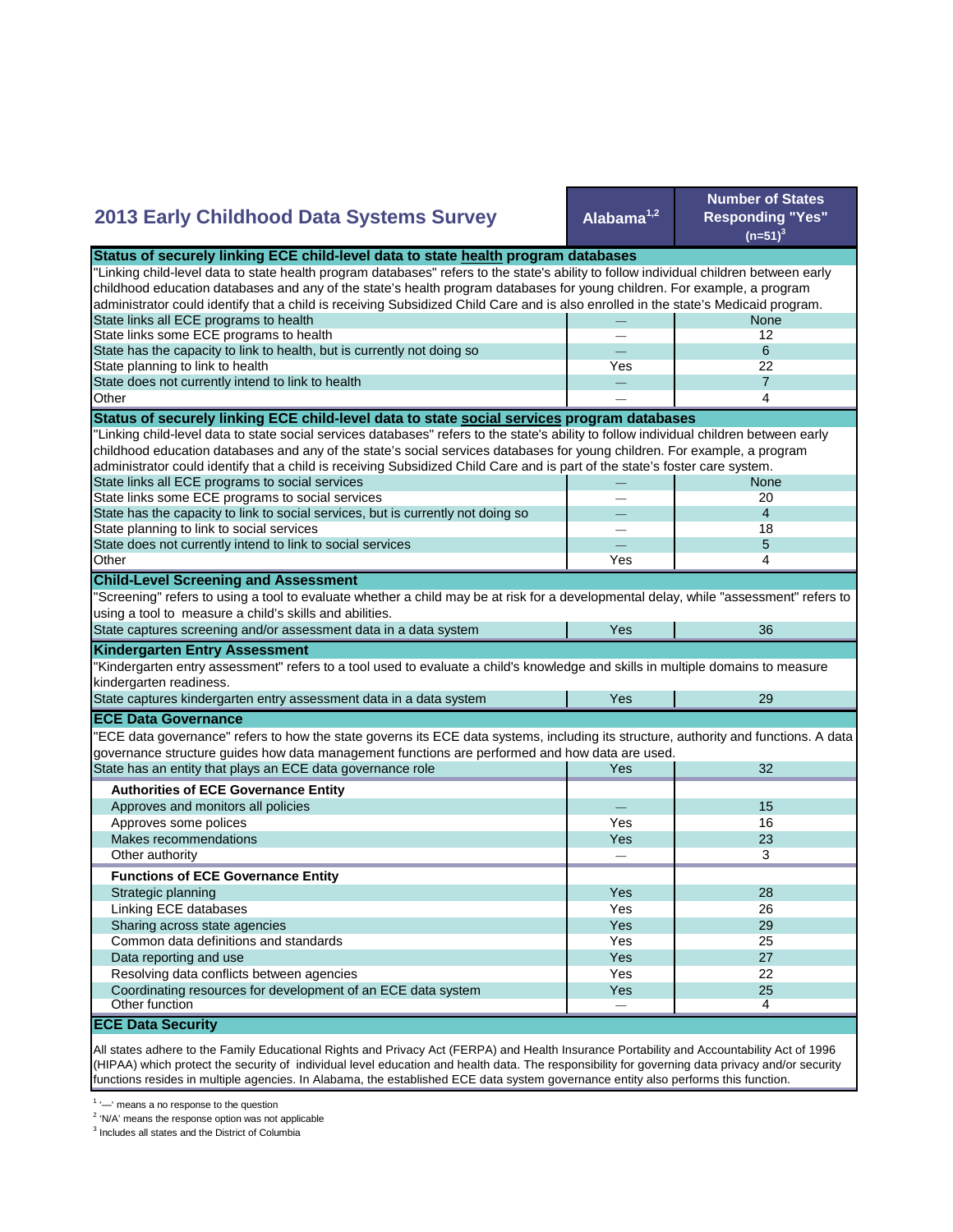| 2013 Early Childhood Data Systems Survey | Alabama[1,2] | Number of States Responding "Yes" (n=51)[3] |
|---|---|---|
| **Status of securely linking ECE child-level data to state health program databases** | | |
| "Linking child-level data to state health program databases" refers to the state's ability to follow individual children between early childhood education databases and any of the state's health program databases for young children. For example, a program administrator could identify that a child is receiving Subsidized Child Care and is also enrolled in the state's Medicaid program. | | |
| State links all ECE programs to health | — | None |
| State links some ECE programs to health | — | 12 |
| State has the capacity to link to health, but is currently not doing so | — | 6 |
| State planning to link to health | Yes | 22 |
| State does not currently intend to link to health | — | 7 |
| Other | — | 4 |
| **Status of securely linking ECE child-level data to state social services program databases** | | |
| "Linking child-level data to state social services databases" refers to the state's ability to follow individual children between early childhood education databases and any of the state's social services databases for young children. For example, a program administrator could identify that a child is receiving Subsidized Child Care and is part of the state's foster care system. | | |
| State links all ECE programs to social services | — | None |
| State links some ECE programs to social services | — | 20 |
| State has the capacity to link to social services, but is currently not doing so | — | 4 |
| State planning to link to social services | — | 18 |
| State does not currently intend to link to social services | — | 5 |
| Other | Yes | 4 |
| **Child-Level Screening and Assessment** | | |
| "Screening" refers to using a tool to evaluate whether a child may be at risk for a developmental delay, while "assessment" refers to using a tool to measure a child's skills and abilities. | | |
| State captures screening and/or assessment data in a data system | Yes | 36 |
| **Kindergarten Entry Assessment** | | |
| "Kindergarten entry assessment" refers to a tool used to evaluate a child's knowledge and skills in multiple domains to measure kindergarten readiness. | | |
| State captures kindergarten entry assessment data in a data system | Yes | 29 |
| **ECE Data Governance** | | |
| "ECE data governance" refers to how the state governs its ECE data systems, including its structure, authority and functions. A data governance structure guides how data management functions are performed and how data are used. | | |
| State has an entity that plays an ECE data governance role | Yes | 32 |
| **Authorities of ECE Governance Entity** | | |
| Approves and monitors all policies | — | 15 |
| Approves some polices | Yes | 16 |
| Makes recommendations | Yes | 23 |
| Other authority | — | 3 |
| **Functions of ECE Governance Entity** | | |
| Strategic planning | Yes | 28 |
| Linking ECE databases | Yes | 26 |
| Sharing across state agencies | Yes | 29 |
| Common data definitions and standards | Yes | 25 |
| Data reporting and use | Yes | 27 |
| Resolving data conflicts between agencies | Yes | 22 |
| Coordinating resources for development of an ECE data system | Yes | 25 |
| Other function | — | 4 |
| **ECE Data Security** | | |
| All states adhere to the Family Educational Rights and Privacy Act (FERPA) and Health Insurance Portability and Accountability Act of 1996 (HIPAA) which protect the security of individual level education and health data. The responsibility for governing data privacy and/or security functions resides in multiple agencies. In Alabama, the established ECE data system governance entity also performs this function. | | |

[1] '—' means a no response to the question

[2] 'N/A' means the response option was not applicable

[3] Includes all states and the District of Columbia